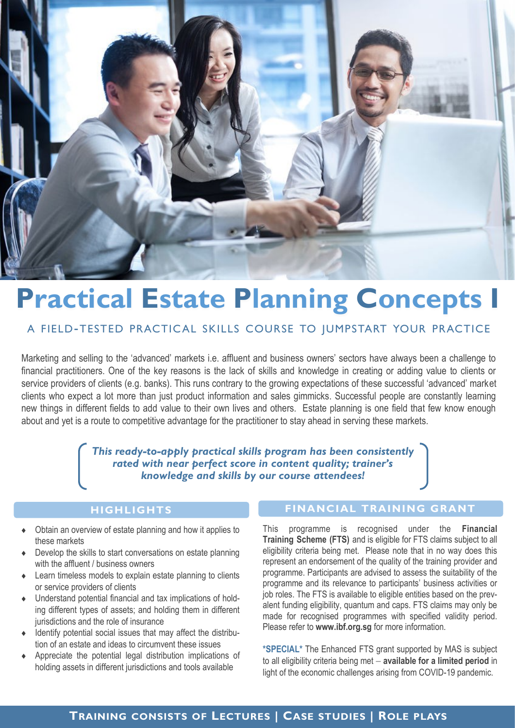# Practical Estate Planning Concepts I

## A FIELD-TESTED PRACTICAL SKILLS COURSE TO JUMPSTART YOUR PRACTICE

Marketing and selling to the 'advanced' markets i.e. affluent and business owners' sectors have always been a challenge to financial practitioners. One of the key reasons is the lack of skills and knowledge in creating or adding value to clients or service providers of clients (e.g. banks). This runs contrary to the growing expectations of these successful 'advanced' market clients who expect a lot more than just product information and sales gimmicks. Successful people are constantly learning new things in different fields to add value to their own lives and others. Estate planning is one field that few know enough about and yet is a route to competitive advantage for the practitioner to stay ahead in serving these markets.

***This ready-to-apply practical skills program has been consistently rated with near perfect score in content quality; trainer's knowledge and skills by our course attendees!***

## HIGHLIGHTS

- Obtain an overview of estate planning and how it applies to these markets
- Develop the skills to start conversations on estate planning with the affluent / business owners
- Learn timeless models to explain estate planning to clients or service providers of clients
- Understand potential financial and tax implications of holding different types of assets; and holding them in different jurisdictions and the role of insurance
- Identify potential social issues that may affect the distribution of an estate and ideas to circumvent these issues
- Appreciate the potential legal distribution implications of holding assets in different jurisdictions and tools available

## FINANCIAL TRAINING GRANT

This programme is recognised under the **Financial Training Scheme (FTS)** and is eligible for FTS claims subject to all eligibility criteria being met. Please note that in no way does this represent an endorsement of the quality of the training provider and programme. Participants are advised to assess the suitability of the programme and its relevance to participants' business activities or job roles. The FTS is available to eligible entities based on the prevalent funding eligibility, quantum and caps. FTS claims may only be made for recognised programmes with specified validity period. Please refer to **www.ibf.org.sg** for more information.

***SPECIAL*** The Enhanced FTS grant supported by MAS is subject to all eligibility criteria being met – **available for a limited period** in light of the economic challenges arising from COVID-19 pandemic.

**TRAINING CONSISTS OF LECTURES | CASE STUDIES | ROLE PLAYS**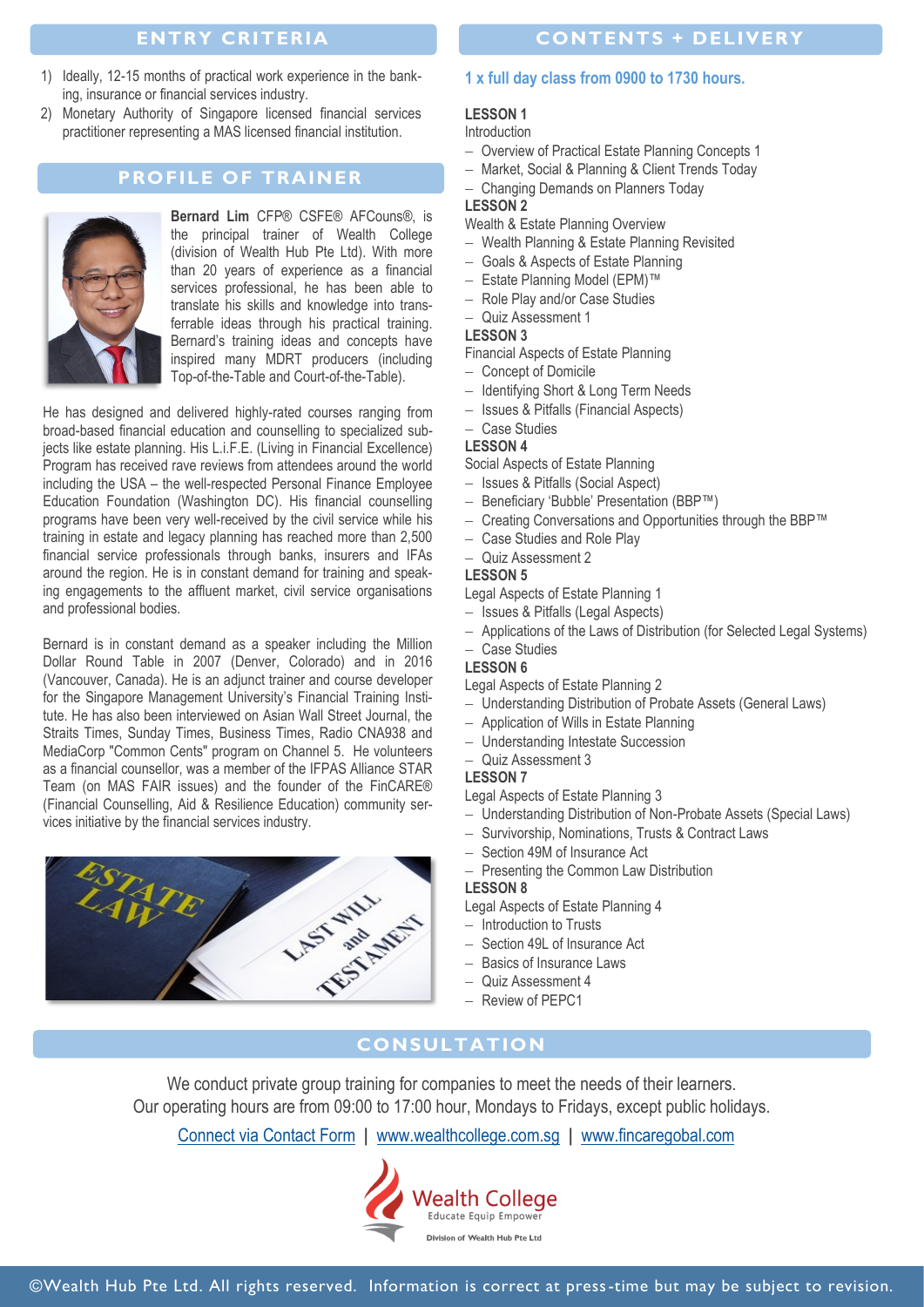## ENTRY CRITERIA

1) Ideally, 12-15 months of practical work experience in the banking, insurance or financial services industry.
2) Monetary Authority of Singapore licensed financial services practitioner representing a MAS licensed financial institution.

## PROFILE OF TRAINER

**Bernard Lim** CFP® CSFE® AFCouns®, is the principal trainer of Wealth College (division of Wealth Hub Pte Ltd). With more than 20 years of experience as a financial services professional, he has been able to translate his skills and knowledge into transferrable ideas through his practical training. Bernard's training ideas and concepts have inspired many MDRT producers (including Top-of-the-Table and Court-of-the-Table).

He has designed and delivered highly-rated courses ranging from broad-based financial education and counselling to specialized subjects like estate planning. His L.i.F.E. (Living in Financial Excellence) Program has received rave reviews from attendees around the world including the USA – the well-respected Personal Finance Employee Education Foundation (Washington DC). His financial counselling programs have been very well-received by the civil service while his training in estate and legacy planning has reached more than 2,500 financial service professionals through banks, insurers and IFAs around the region. He is in constant demand for training and speaking engagements to the affluent market, civil service organisations and professional bodies.

Bernard is in constant demand as a speaker including the Million Dollar Round Table in 2007 (Denver, Colorado) and in 2016 (Vancouver, Canada). He is an adjunct trainer and course developer for the Singapore Management University's Financial Training Institute. He has also been interviewed on Asian Wall Street Journal, the Straits Times, Sunday Times, Business Times, Radio CNA938 and MediaCorp "Common Cents" program on Channel 5. He volunteers as a financial counsellor, was a member of the IFPAS Alliance STAR Team (on MAS FAIR issues) and the founder of the FinCARE® (Financial Counselling, Aid & Resilience Education) community services initiative by the financial services industry.

## CONTENTS + DELIVERY

**1 x full day class from 0900 to 1730 hours.**

**LESSON 1**
Introduction
- Overview of Practical Estate Planning Concepts 1
- Market, Social & Planning & Client Trends Today
- Changing Demands on Planners Today

**LESSON 2**
Wealth & Estate Planning Overview
- Wealth Planning & Estate Planning Revisited
- Goals & Aspects of Estate Planning
- Estate Planning Model (EPM)™
- Role Play and/or Case Studies
- Quiz Assessment 1

**LESSON 3**
Financial Aspects of Estate Planning
- Concept of Domicile
- Identifying Short & Long Term Needs
- Issues & Pitfalls (Financial Aspects)
- Case Studies

**LESSON 4**
Social Aspects of Estate Planning
- Issues & Pitfalls (Social Aspect)
- Beneficiary 'Bubble' Presentation (BBP™)
- Creating Conversations and Opportunities through the BBP™
- Case Studies and Role Play
- Quiz Assessment 2

**LESSON 5**
Legal Aspects of Estate Planning 1
- Issues & Pitfalls (Legal Aspects)
- Applications of the Laws of Distribution (for Selected Legal Systems)
- Case Studies

**LESSON 6**
Legal Aspects of Estate Planning 2
- Understanding Distribution of Probate Assets (General Laws)
- Application of Wills in Estate Planning
- Understanding Intestate Succession
- Quiz Assessment 3

**LESSON 7**
Legal Aspects of Estate Planning 3
- Understanding Distribution of Non-Probate Assets (Special Laws)
- Survivorship, Nominations, Trusts & Contract Laws
- Section 49M of Insurance Act
- Presenting the Common Law Distribution

**LESSON 8**
Legal Aspects of Estate Planning 4
- Introduction to Trusts
- Section 49L of Insurance Act
- Basics of Insurance Laws
- Quiz Assessment 4
- Review of PEPC1

## CONSULTATION

We conduct private group training for companies to meet the needs of their learners.
Our operating hours are from 09:00 to 17:00 hour, Mondays to Fridays, except public holidays.

Connect via Contact Form | www.wealthcollege.com.sg | www.fincaregobal.com

Wealth College
Educate Equip Empower
Division of Wealth Hub Pte Ltd

©Wealth Hub Pte Ltd. All rights reserved. Information is correct at press-time but may be subject to revision.